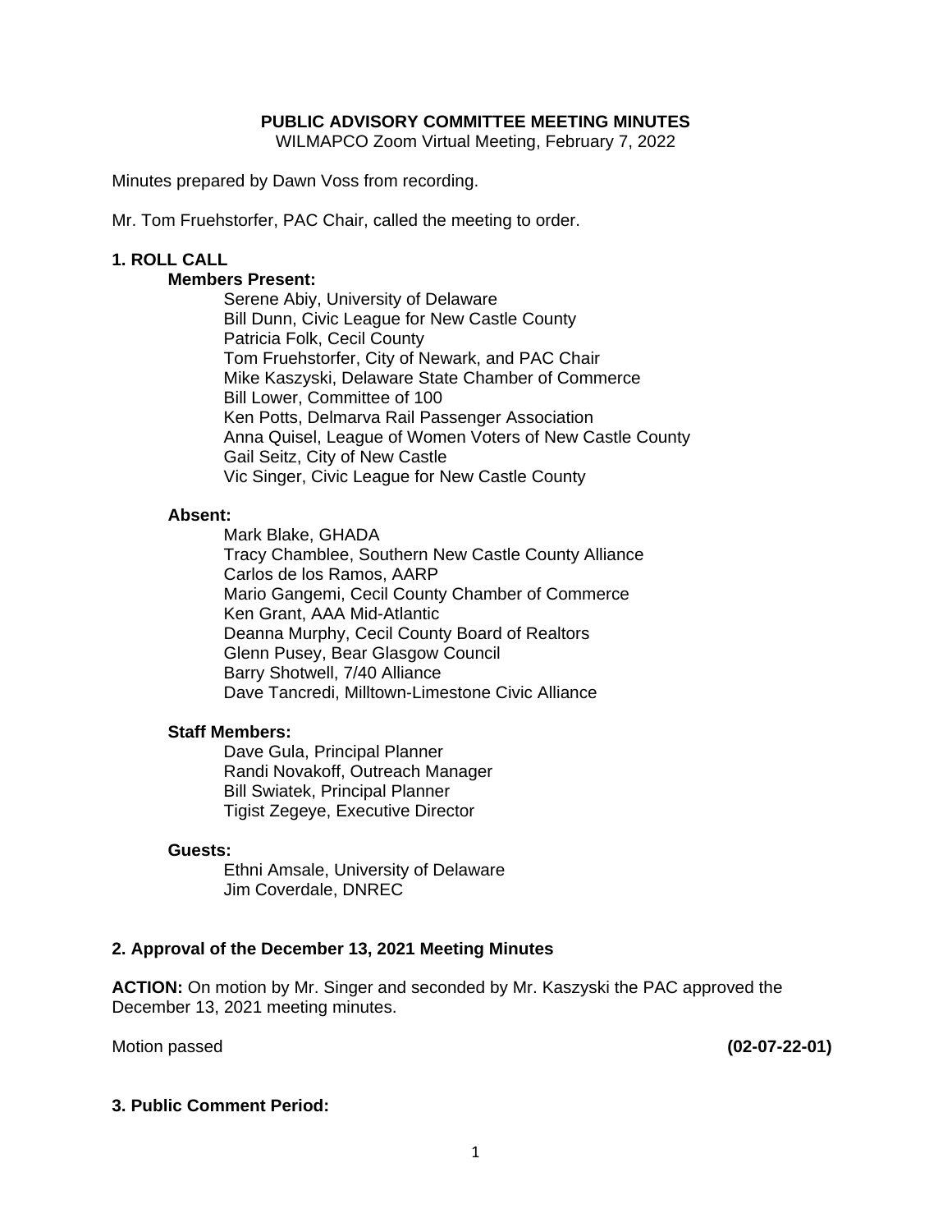# PUBLIC ADVISORY COMMITTEE MEETING MINUTES

WILMAPCO Zoom Virtual Meeting, February 7, 2022

Minutes prepared by Dawn Voss from recording.

Mr. Tom Fruehstorfer, PAC Chair, called the meeting to order.

## 1. ROLL CALL

**Members Present:**

Serene Abiy, University of Delaware
Bill Dunn, Civic League for New Castle County
Patricia Folk, Cecil County
Tom Fruehstorfer, City of Newark, and PAC Chair
Mike Kaszyski, Delaware State Chamber of Commerce
Bill Lower, Committee of 100
Ken Potts, Delmarva Rail Passenger Association
Anna Quisel, League of Women Voters of New Castle County
Gail Seitz, City of New Castle
Vic Singer, Civic League for New Castle County

**Absent:**

Mark Blake, GHADA
Tracy Chamblee, Southern New Castle County Alliance
Carlos de los Ramos, AARP
Mario Gangemi, Cecil County Chamber of Commerce
Ken Grant, AAA Mid-Atlantic
Deanna Murphy, Cecil County Board of Realtors
Glenn Pusey, Bear Glasgow Council
Barry Shotwell, 7/40 Alliance
Dave Tancredi, Milltown-Limestone Civic Alliance

**Staff Members:**

Dave Gula, Principal Planner
Randi Novakoff, Outreach Manager
Bill Swiatek, Principal Planner
Tigist Zegeye, Executive Director

**Guests:**

Ethni Amsale, University of Delaware
Jim Coverdale, DNREC

## 2. Approval of the December 13, 2021 Meeting Minutes

**ACTION:** On motion by Mr. Singer and seconded by Mr. Kaszyski the PAC approved the December 13, 2021 meeting minutes.

Motion passed **(02-07-22-01)**

## 3. Public Comment Period: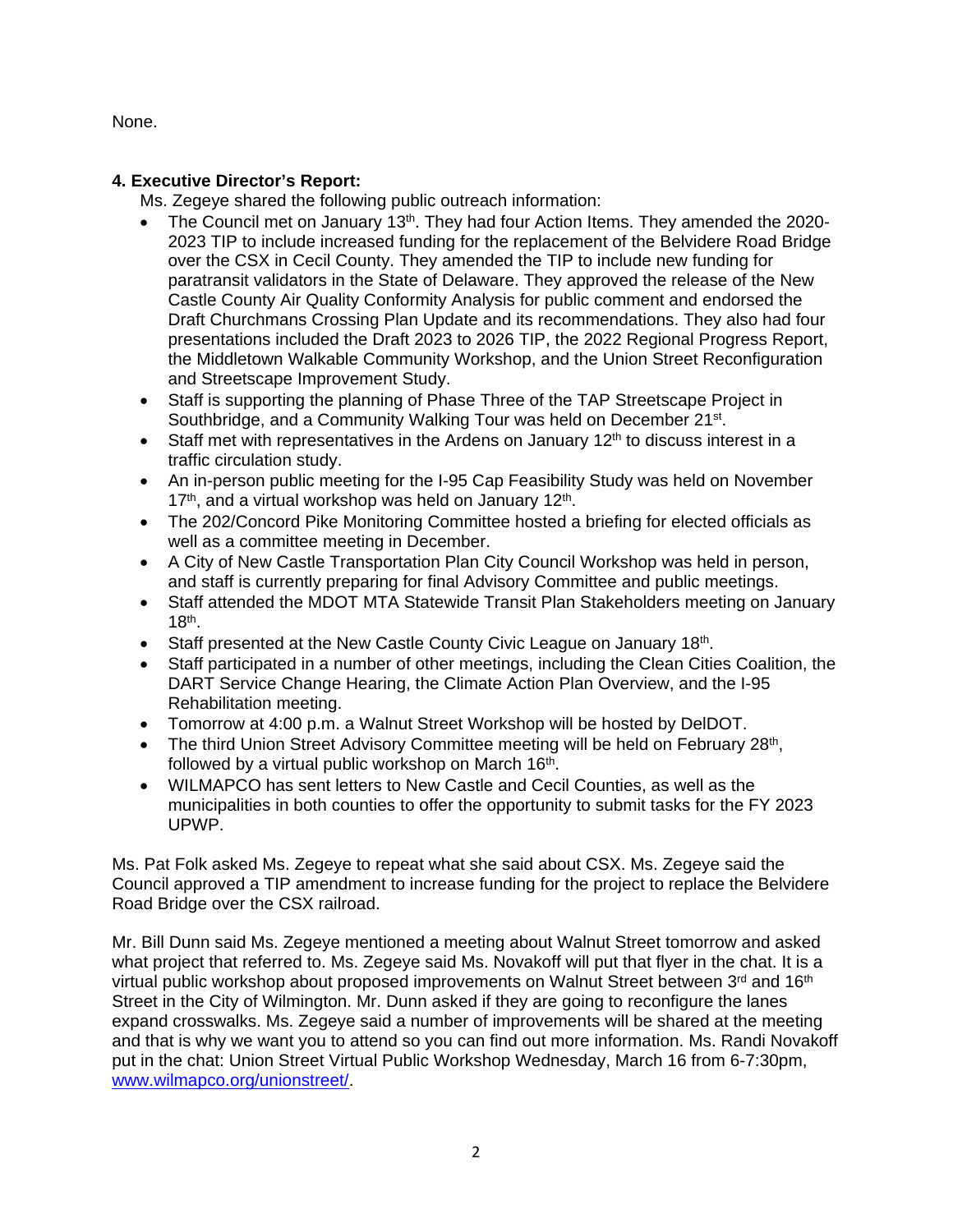None.

**4. Executive Director's Report:**

Ms. Zegeye shared the following public outreach information:

- The Council met on January 13th. They had four Action Items. They amended the 2020-2023 TIP to include increased funding for the replacement of the Belvidere Road Bridge over the CSX in Cecil County. They amended the TIP to include new funding for paratransit validators in the State of Delaware. They approved the release of the New Castle County Air Quality Conformity Analysis for public comment and endorsed the Draft Churchmans Crossing Plan Update and its recommendations. They also had four presentations included the Draft 2023 to 2026 TIP, the 2022 Regional Progress Report, the Middletown Walkable Community Workshop, and the Union Street Reconfiguration and Streetscape Improvement Study.
- Staff is supporting the planning of Phase Three of the TAP Streetscape Project in Southbridge, and a Community Walking Tour was held on December 21st.
- Staff met with representatives in the Ardens on January 12th to discuss interest in a traffic circulation study.
- An in-person public meeting for the I-95 Cap Feasibility Study was held on November 17th, and a virtual workshop was held on January 12th.
- The 202/Concord Pike Monitoring Committee hosted a briefing for elected officials as well as a committee meeting in December.
- A City of New Castle Transportation Plan City Council Workshop was held in person, and staff is currently preparing for final Advisory Committee and public meetings.
- Staff attended the MDOT MTA Statewide Transit Plan Stakeholders meeting on January 18th.
- Staff presented at the New Castle County Civic League on January 18th.
- Staff participated in a number of other meetings, including the Clean Cities Coalition, the DART Service Change Hearing, the Climate Action Plan Overview, and the I-95 Rehabilitation meeting.
- Tomorrow at 4:00 p.m. a Walnut Street Workshop will be hosted by DelDOT.
- The third Union Street Advisory Committee meeting will be held on February 28th, followed by a virtual public workshop on March 16th.
- WILMAPCO has sent letters to New Castle and Cecil Counties, as well as the municipalities in both counties to offer the opportunity to submit tasks for the FY 2023 UPWP.

Ms. Pat Folk asked Ms. Zegeye to repeat what she said about CSX. Ms. Zegeye said the Council approved a TIP amendment to increase funding for the project to replace the Belvidere Road Bridge over the CSX railroad.

Mr. Bill Dunn said Ms. Zegeye mentioned a meeting about Walnut Street tomorrow and asked what project that referred to. Ms. Zegeye said Ms. Novakoff will put that flyer in the chat. It is a virtual public workshop about proposed improvements on Walnut Street between 3rd and 16th Street in the City of Wilmington. Mr. Dunn asked if they are going to reconfigure the lanes expand crosswalks. Ms. Zegeye said a number of improvements will be shared at the meeting and that is why we want you to attend so you can find out more information. Ms. Randi Novakoff put in the chat: Union Street Virtual Public Workshop Wednesday, March 16 from 6-7:30pm, [www.wilmapco.org/unionstreet/](www.wilmapco.org/unionstreet/).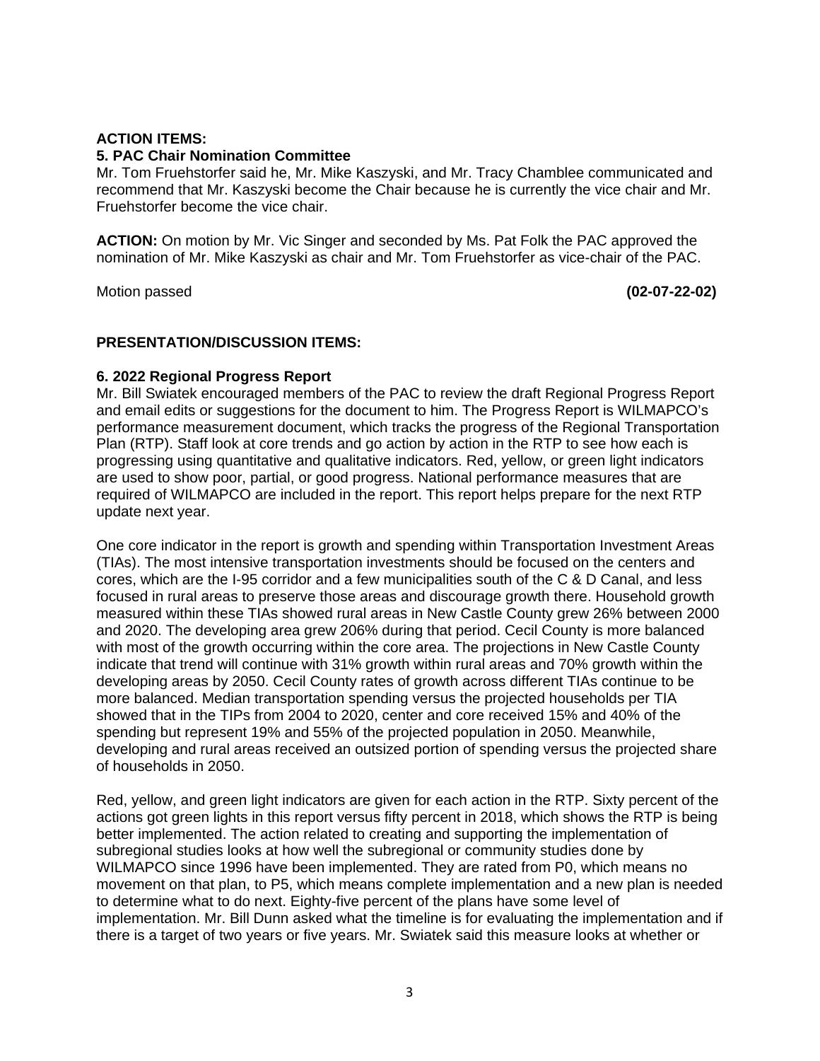**ACTION ITEMS:**

**5. PAC Chair Nomination Committee**

Mr. Tom Fruehstorfer said he, Mr. Mike Kaszyski, and Mr. Tracy Chamblee communicated and recommend that Mr. Kaszyski become the Chair because he is currently the vice chair and Mr. Fruehstorfer become the vice chair.

**ACTION:** On motion by Mr. Vic Singer and seconded by Ms. Pat Folk the PAC approved the nomination of Mr. Mike Kaszyski as chair and Mr. Tom Fruehstorfer as vice-chair of the PAC.

Motion passed **(02-07-22-02)**

**PRESENTATION/DISCUSSION ITEMS:**

**6. 2022 Regional Progress Report**

Mr. Bill Swiatek encouraged members of the PAC to review the draft Regional Progress Report and email edits or suggestions for the document to him. The Progress Report is WILMAPCO's performance measurement document, which tracks the progress of the Regional Transportation Plan (RTP). Staff look at core trends and go action by action in the RTP to see how each is progressing using quantitative and qualitative indicators. Red, yellow, or green light indicators are used to show poor, partial, or good progress. National performance measures that are required of WILMAPCO are included in the report. This report helps prepare for the next RTP update next year.

One core indicator in the report is growth and spending within Transportation Investment Areas (TIAs). The most intensive transportation investments should be focused on the centers and cores, which are the I-95 corridor and a few municipalities south of the C & D Canal, and less focused in rural areas to preserve those areas and discourage growth there. Household growth measured within these TIAs showed rural areas in New Castle County grew 26% between 2000 and 2020. The developing area grew 206% during that period. Cecil County is more balanced with most of the growth occurring within the core area. The projections in New Castle County indicate that trend will continue with 31% growth within rural areas and 70% growth within the developing areas by 2050. Cecil County rates of growth across different TIAs continue to be more balanced. Median transportation spending versus the projected households per TIA showed that in the TIPs from 2004 to 2020, center and core received 15% and 40% of the spending but represent 19% and 55% of the projected population in 2050. Meanwhile, developing and rural areas received an outsized portion of spending versus the projected share of households in 2050.

Red, yellow, and green light indicators are given for each action in the RTP. Sixty percent of the actions got green lights in this report versus fifty percent in 2018, which shows the RTP is being better implemented. The action related to creating and supporting the implementation of subregional studies looks at how well the subregional or community studies done by WILMAPCO since 1996 have been implemented. They are rated from P0, which means no movement on that plan, to P5, which means complete implementation and a new plan is needed to determine what to do next. Eighty-five percent of the plans have some level of implementation. Mr. Bill Dunn asked what the timeline is for evaluating the implementation and if there is a target of two years or five years. Mr. Swiatek said this measure looks at whether or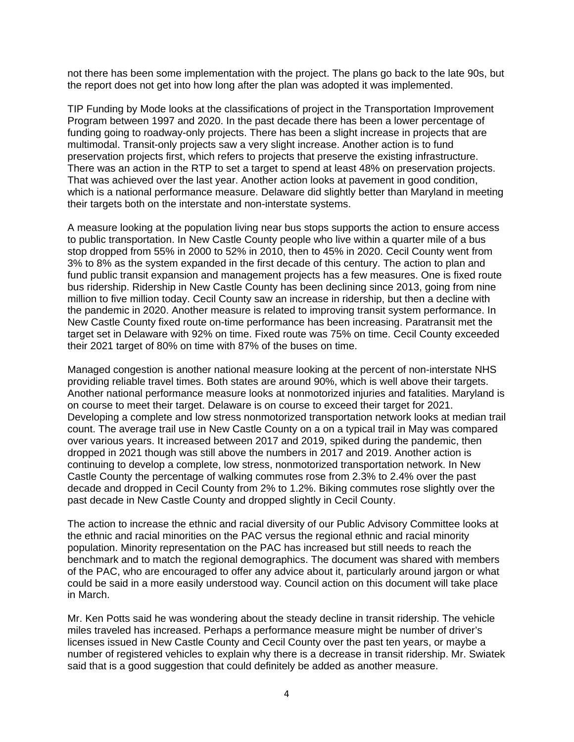not there has been some implementation with the project. The plans go back to the late 90s, but the report does not get into how long after the plan was adopted it was implemented.

TIP Funding by Mode looks at the classifications of project in the Transportation Improvement Program between 1997 and 2020. In the past decade there has been a lower percentage of funding going to roadway-only projects. There has been a slight increase in projects that are multimodal. Transit-only projects saw a very slight increase. Another action is to fund preservation projects first, which refers to projects that preserve the existing infrastructure. There was an action in the RTP to set a target to spend at least 48% on preservation projects. That was achieved over the last year. Another action looks at pavement in good condition, which is a national performance measure. Delaware did slightly better than Maryland in meeting their targets both on the interstate and non-interstate systems.

A measure looking at the population living near bus stops supports the action to ensure access to public transportation. In New Castle County people who live within a quarter mile of a bus stop dropped from 55% in 2000 to 52% in 2010, then to 45% in 2020. Cecil County went from 3% to 8% as the system expanded in the first decade of this century. The action to plan and fund public transit expansion and management projects has a few measures. One is fixed route bus ridership. Ridership in New Castle County has been declining since 2013, going from nine million to five million today. Cecil County saw an increase in ridership, but then a decline with the pandemic in 2020. Another measure is related to improving transit system performance. In New Castle County fixed route on-time performance has been increasing. Paratransit met the target set in Delaware with 92% on time. Fixed route was 75% on time. Cecil County exceeded their 2021 target of 80% on time with 87% of the buses on time.

Managed congestion is another national measure looking at the percent of non-interstate NHS providing reliable travel times. Both states are around 90%, which is well above their targets. Another national performance measure looks at nonmotorized injuries and fatalities. Maryland is on course to meet their target. Delaware is on course to exceed their target for 2021. Developing a complete and low stress nonmotorized transportation network looks at median trail count. The average trail use in New Castle County on a on a typical trail in May was compared over various years. It increased between 2017 and 2019, spiked during the pandemic, then dropped in 2021 though was still above the numbers in 2017 and 2019. Another action is continuing to develop a complete, low stress, nonmotorized transportation network. In New Castle County the percentage of walking commutes rose from 2.3% to 2.4% over the past decade and dropped in Cecil County from 2% to 1.2%. Biking commutes rose slightly over the past decade in New Castle County and dropped slightly in Cecil County.

The action to increase the ethnic and racial diversity of our Public Advisory Committee looks at the ethnic and racial minorities on the PAC versus the regional ethnic and racial minority population. Minority representation on the PAC has increased but still needs to reach the benchmark and to match the regional demographics. The document was shared with members of the PAC, who are encouraged to offer any advice about it, particularly around jargon or what could be said in a more easily understood way. Council action on this document will take place in March.

Mr. Ken Potts said he was wondering about the steady decline in transit ridership. The vehicle miles traveled has increased. Perhaps a performance measure might be number of driver's licenses issued in New Castle County and Cecil County over the past ten years, or maybe a number of registered vehicles to explain why there is a decrease in transit ridership. Mr. Swiatek said that is a good suggestion that could definitely be added as another measure.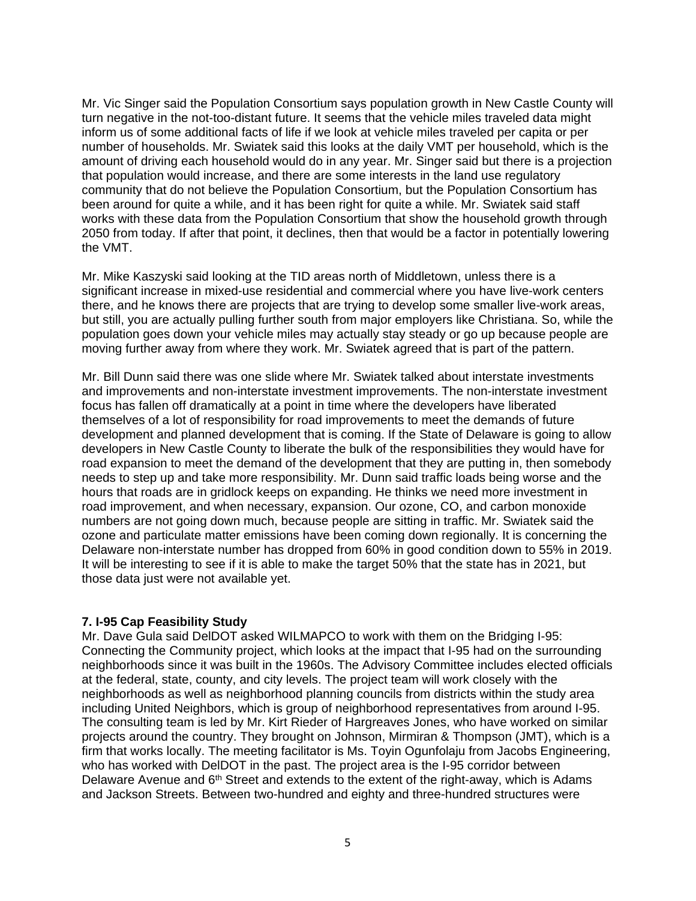Mr. Vic Singer said the Population Consortium says population growth in New Castle County will turn negative in the not-too-distant future. It seems that the vehicle miles traveled data might inform us of some additional facts of life if we look at vehicle miles traveled per capita or per number of households. Mr. Swiatek said this looks at the daily VMT per household, which is the amount of driving each household would do in any year. Mr. Singer said but there is a projection that population would increase, and there are some interests in the land use regulatory community that do not believe the Population Consortium, but the Population Consortium has been around for quite a while, and it has been right for quite a while. Mr. Swiatek said staff works with these data from the Population Consortium that show the household growth through 2050 from today. If after that point, it declines, then that would be a factor in potentially lowering the VMT.

Mr. Mike Kaszyski said looking at the TID areas north of Middletown, unless there is a significant increase in mixed-use residential and commercial where you have live-work centers there, and he knows there are projects that are trying to develop some smaller live-work areas, but still, you are actually pulling further south from major employers like Christiana. So, while the population goes down your vehicle miles may actually stay steady or go up because people are moving further away from where they work. Mr. Swiatek agreed that is part of the pattern.

Mr. Bill Dunn said there was one slide where Mr. Swiatek talked about interstate investments and improvements and non-interstate investment improvements. The non-interstate investment focus has fallen off dramatically at a point in time where the developers have liberated themselves of a lot of responsibility for road improvements to meet the demands of future development and planned development that is coming. If the State of Delaware is going to allow developers in New Castle County to liberate the bulk of the responsibilities they would have for road expansion to meet the demand of the development that they are putting in, then somebody needs to step up and take more responsibility. Mr. Dunn said traffic loads being worse and the hours that roads are in gridlock keeps on expanding. He thinks we need more investment in road improvement, and when necessary, expansion. Our ozone, CO, and carbon monoxide numbers are not going down much, because people are sitting in traffic. Mr. Swiatek said the ozone and particulate matter emissions have been coming down regionally. It is concerning the Delaware non-interstate number has dropped from 60% in good condition down to 55% in 2019. It will be interesting to see if it is able to make the target 50% that the state has in 2021, but those data just were not available yet.

**7. I-95 Cap Feasibility Study**

Mr. Dave Gula said DelDOT asked WILMAPCO to work with them on the Bridging I-95: Connecting the Community project, which looks at the impact that I-95 had on the surrounding neighborhoods since it was built in the 1960s. The Advisory Committee includes elected officials at the federal, state, county, and city levels. The project team will work closely with the neighborhoods as well as neighborhood planning councils from districts within the study area including United Neighbors, which is group of neighborhood representatives from around I-95. The consulting team is led by Mr. Kirt Rieder of Hargreaves Jones, who have worked on similar projects around the country. They brought on Johnson, Mirmiran & Thompson (JMT), which is a firm that works locally. The meeting facilitator is Ms. Toyin Ogunfolaju from Jacobs Engineering, who has worked with DelDOT in the past. The project area is the I-95 corridor between Delaware Avenue and 6th Street and extends to the extent of the right-away, which is Adams and Jackson Streets. Between two-hundred and eighty and three-hundred structures were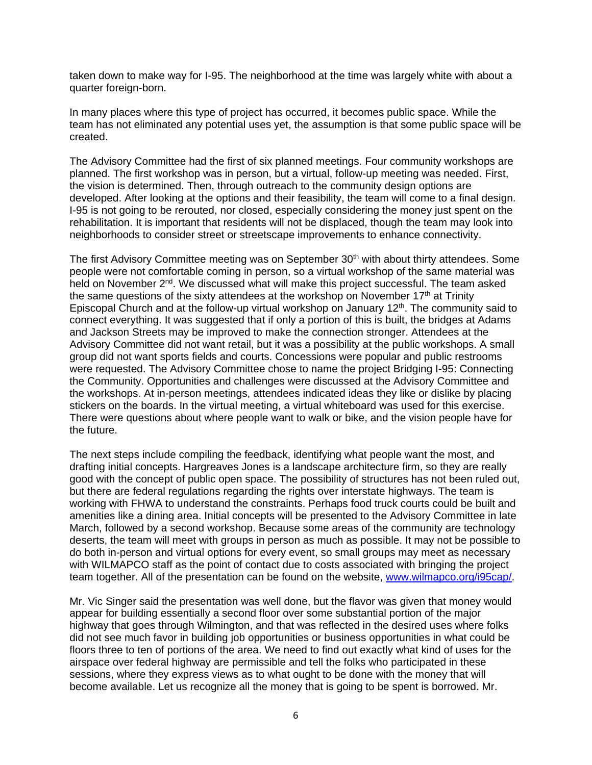taken down to make way for I-95. The neighborhood at the time was largely white with about a quarter foreign-born.

In many places where this type of project has occurred, it becomes public space. While the team has not eliminated any potential uses yet, the assumption is that some public space will be created.

The Advisory Committee had the first of six planned meetings. Four community workshops are planned. The first workshop was in person, but a virtual, follow-up meeting was needed. First, the vision is determined. Then, through outreach to the community design options are developed. After looking at the options and their feasibility, the team will come to a final design. I-95 is not going to be rerouted, nor closed, especially considering the money just spent on the rehabilitation. It is important that residents will not be displaced, though the team may look into neighborhoods to consider street or streetscape improvements to enhance connectivity.

The first Advisory Committee meeting was on September 30th with about thirty attendees. Some people were not comfortable coming in person, so a virtual workshop of the same material was held on November 2nd. We discussed what will make this project successful. The team asked the same questions of the sixty attendees at the workshop on November 17th at Trinity Episcopal Church and at the follow-up virtual workshop on January 12th. The community said to connect everything. It was suggested that if only a portion of this is built, the bridges at Adams and Jackson Streets may be improved to make the connection stronger. Attendees at the Advisory Committee did not want retail, but it was a possibility at the public workshops. A small group did not want sports fields and courts. Concessions were popular and public restrooms were requested. The Advisory Committee chose to name the project Bridging I-95: Connecting the Community. Opportunities and challenges were discussed at the Advisory Committee and the workshops. At in-person meetings, attendees indicated ideas they like or dislike by placing stickers on the boards. In the virtual meeting, a virtual whiteboard was used for this exercise. There were questions about where people want to walk or bike, and the vision people have for the future.

The next steps include compiling the feedback, identifying what people want the most, and drafting initial concepts. Hargreaves Jones is a landscape architecture firm, so they are really good with the concept of public open space. The possibility of structures has not been ruled out, but there are federal regulations regarding the rights over interstate highways. The team is working with FHWA to understand the constraints. Perhaps food truck courts could be built and amenities like a dining area. Initial concepts will be presented to the Advisory Committee in late March, followed by a second workshop. Because some areas of the community are technology deserts, the team will meet with groups in person as much as possible. It may not be possible to do both in-person and virtual options for every event, so small groups may meet as necessary with WILMAPCO staff as the point of contact due to costs associated with bringing the project team together. All of the presentation can be found on the website, [www.wilmapco.org/i95cap/](http://www.wilmapco.org/i95cap/).

Mr. Vic Singer said the presentation was well done, but the flavor was given that money would appear for building essentially a second floor over some substantial portion of the major highway that goes through Wilmington, and that was reflected in the desired uses where folks did not see much favor in building job opportunities or business opportunities in what could be floors three to ten of portions of the area. We need to find out exactly what kind of uses for the airspace over federal highway are permissible and tell the folks who participated in these sessions, where they express views as to what ought to be done with the money that will become available. Let us recognize all the money that is going to be spent is borrowed. Mr.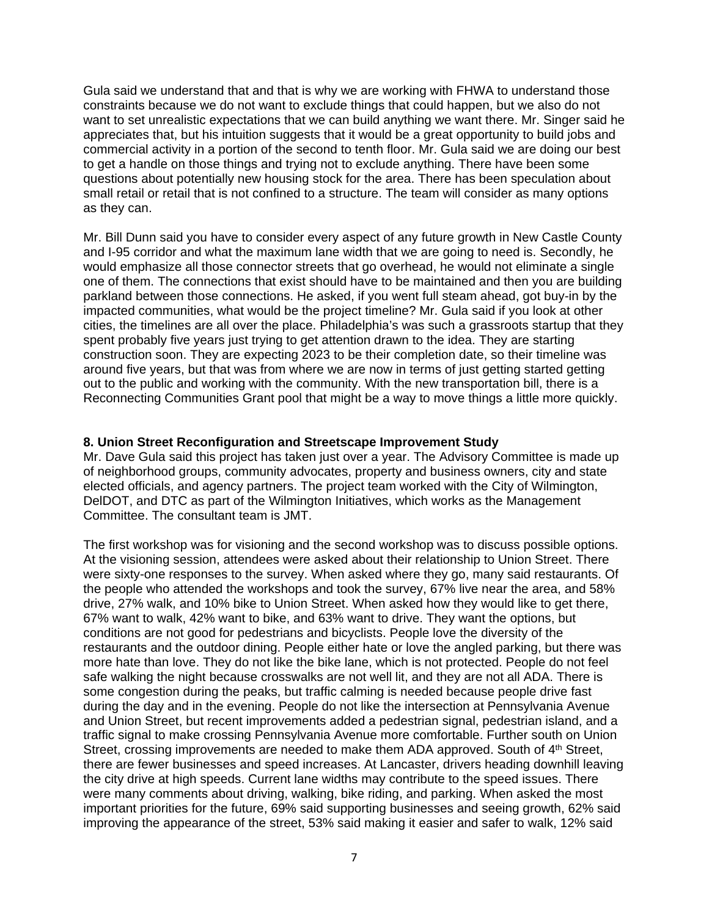Gula said we understand that and that is why we are working with FHWA to understand those constraints because we do not want to exclude things that could happen, but we also do not want to set unrealistic expectations that we can build anything we want there. Mr. Singer said he appreciates that, but his intuition suggests that it would be a great opportunity to build jobs and commercial activity in a portion of the second to tenth floor. Mr. Gula said we are doing our best to get a handle on those things and trying not to exclude anything. There have been some questions about potentially new housing stock for the area. There has been speculation about small retail or retail that is not confined to a structure. The team will consider as many options as they can.

Mr. Bill Dunn said you have to consider every aspect of any future growth in New Castle County and I-95 corridor and what the maximum lane width that we are going to need is. Secondly, he would emphasize all those connector streets that go overhead, he would not eliminate a single one of them. The connections that exist should have to be maintained and then you are building parkland between those connections. He asked, if you went full steam ahead, got buy-in by the impacted communities, what would be the project timeline? Mr. Gula said if you look at other cities, the timelines are all over the place. Philadelphia's was such a grassroots startup that they spent probably five years just trying to get attention drawn to the idea. They are starting construction soon. They are expecting 2023 to be their completion date, so their timeline was around five years, but that was from where we are now in terms of just getting started getting out to the public and working with the community. With the new transportation bill, there is a Reconnecting Communities Grant pool that might be a way to move things a little more quickly.

**8. Union Street Reconfiguration and Streetscape Improvement Study**

Mr. Dave Gula said this project has taken just over a year. The Advisory Committee is made up of neighborhood groups, community advocates, property and business owners, city and state elected officials, and agency partners. The project team worked with the City of Wilmington, DelDOT, and DTC as part of the Wilmington Initiatives, which works as the Management Committee. The consultant team is JMT.

The first workshop was for visioning and the second workshop was to discuss possible options. At the visioning session, attendees were asked about their relationship to Union Street. There were sixty-one responses to the survey. When asked where they go, many said restaurants. Of the people who attended the workshops and took the survey, 67% live near the area, and 58% drive, 27% walk, and 10% bike to Union Street. When asked how they would like to get there, 67% want to walk, 42% want to bike, and 63% want to drive. They want the options, but conditions are not good for pedestrians and bicyclists. People love the diversity of the restaurants and the outdoor dining. People either hate or love the angled parking, but there was more hate than love. They do not like the bike lane, which is not protected. People do not feel safe walking the night because crosswalks are not well lit, and they are not all ADA. There is some congestion during the peaks, but traffic calming is needed because people drive fast during the day and in the evening. People do not like the intersection at Pennsylvania Avenue and Union Street, but recent improvements added a pedestrian signal, pedestrian island, and a traffic signal to make crossing Pennsylvania Avenue more comfortable. Further south on Union Street, crossing improvements are needed to make them ADA approved. South of 4th Street, there are fewer businesses and speed increases. At Lancaster, drivers heading downhill leaving the city drive at high speeds. Current lane widths may contribute to the speed issues. There were many comments about driving, walking, bike riding, and parking. When asked the most important priorities for the future, 69% said supporting businesses and seeing growth, 62% said improving the appearance of the street, 53% said making it easier and safer to walk, 12% said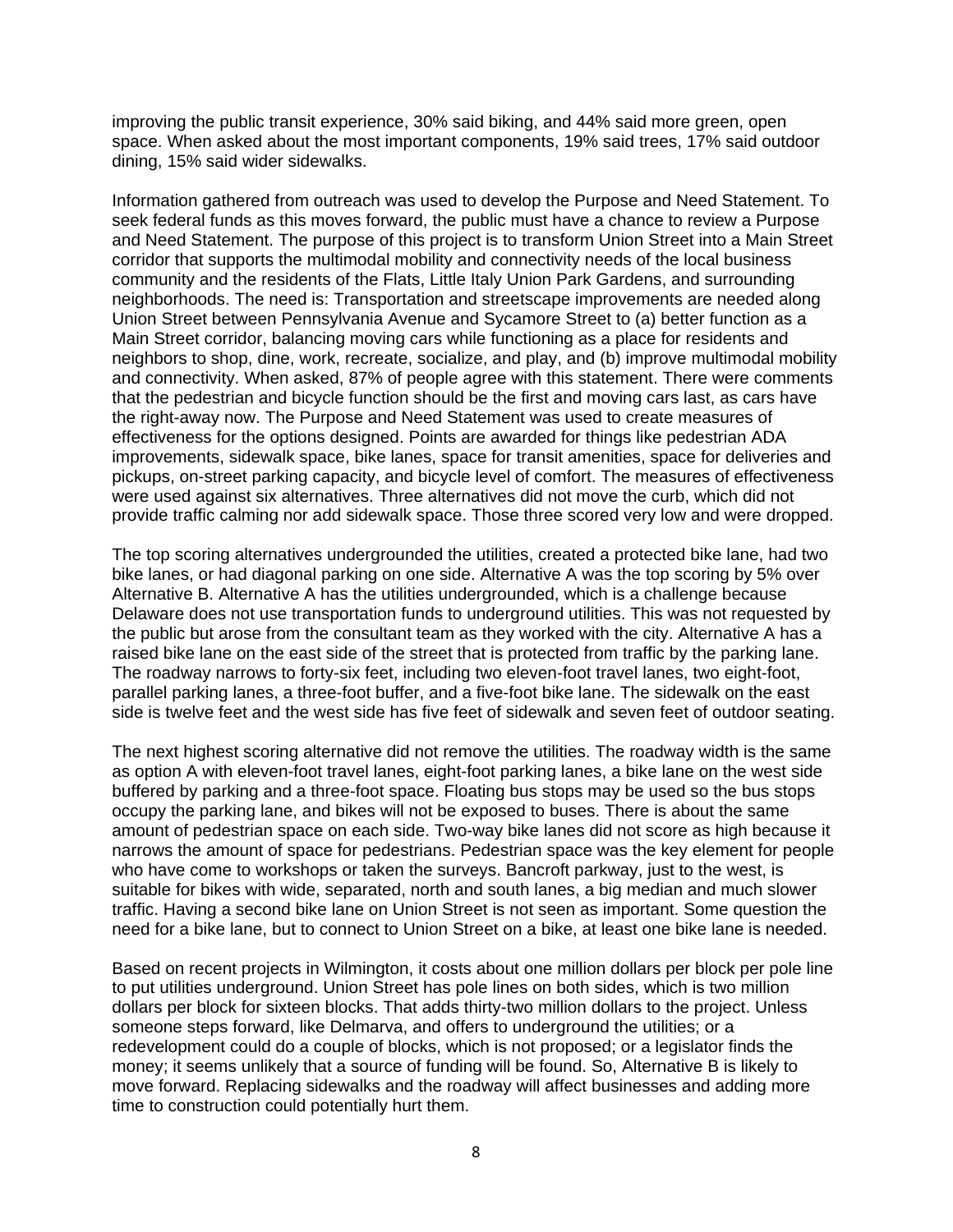improving the public transit experience, 30% said biking, and 44% said more green, open space. When asked about the most important components, 19% said trees, 17% said outdoor dining, 15% said wider sidewalks.

Information gathered from outreach was used to develop the Purpose and Need Statement. To seek federal funds as this moves forward, the public must have a chance to review a Purpose and Need Statement. The purpose of this project is to transform Union Street into a Main Street corridor that supports the multimodal mobility and connectivity needs of the local business community and the residents of the Flats, Little Italy Union Park Gardens, and surrounding neighborhoods. The need is: Transportation and streetscape improvements are needed along Union Street between Pennsylvania Avenue and Sycamore Street to (a) better function as a Main Street corridor, balancing moving cars while functioning as a place for residents and neighbors to shop, dine, work, recreate, socialize, and play, and (b) improve multimodal mobility and connectivity. When asked, 87% of people agree with this statement. There were comments that the pedestrian and bicycle function should be the first and moving cars last, as cars have the right-away now. The Purpose and Need Statement was used to create measures of effectiveness for the options designed. Points are awarded for things like pedestrian ADA improvements, sidewalk space, bike lanes, space for transit amenities, space for deliveries and pickups, on-street parking capacity, and bicycle level of comfort. The measures of effectiveness were used against six alternatives. Three alternatives did not move the curb, which did not provide traffic calming nor add sidewalk space. Those three scored very low and were dropped.

The top scoring alternatives undergrounded the utilities, created a protected bike lane, had two bike lanes, or had diagonal parking on one side. Alternative A was the top scoring by 5% over Alternative B. Alternative A has the utilities undergrounded, which is a challenge because Delaware does not use transportation funds to underground utilities. This was not requested by the public but arose from the consultant team as they worked with the city. Alternative A has a raised bike lane on the east side of the street that is protected from traffic by the parking lane. The roadway narrows to forty-six feet, including two eleven-foot travel lanes, two eight-foot, parallel parking lanes, a three-foot buffer, and a five-foot bike lane. The sidewalk on the east side is twelve feet and the west side has five feet of sidewalk and seven feet of outdoor seating.

The next highest scoring alternative did not remove the utilities. The roadway width is the same as option A with eleven-foot travel lanes, eight-foot parking lanes, a bike lane on the west side buffered by parking and a three-foot space. Floating bus stops may be used so the bus stops occupy the parking lane, and bikes will not be exposed to buses. There is about the same amount of pedestrian space on each side. Two-way bike lanes did not score as high because it narrows the amount of space for pedestrians. Pedestrian space was the key element for people who have come to workshops or taken the surveys. Bancroft parkway, just to the west, is suitable for bikes with wide, separated, north and south lanes, a big median and much slower traffic. Having a second bike lane on Union Street is not seen as important. Some question the need for a bike lane, but to connect to Union Street on a bike, at least one bike lane is needed.

Based on recent projects in Wilmington, it costs about one million dollars per block per pole line to put utilities underground. Union Street has pole lines on both sides, which is two million dollars per block for sixteen blocks. That adds thirty-two million dollars to the project. Unless someone steps forward, like Delmarva, and offers to underground the utilities; or a redevelopment could do a couple of blocks, which is not proposed; or a legislator finds the money; it seems unlikely that a source of funding will be found. So, Alternative B is likely to move forward. Replacing sidewalks and the roadway will affect businesses and adding more time to construction could potentially hurt them.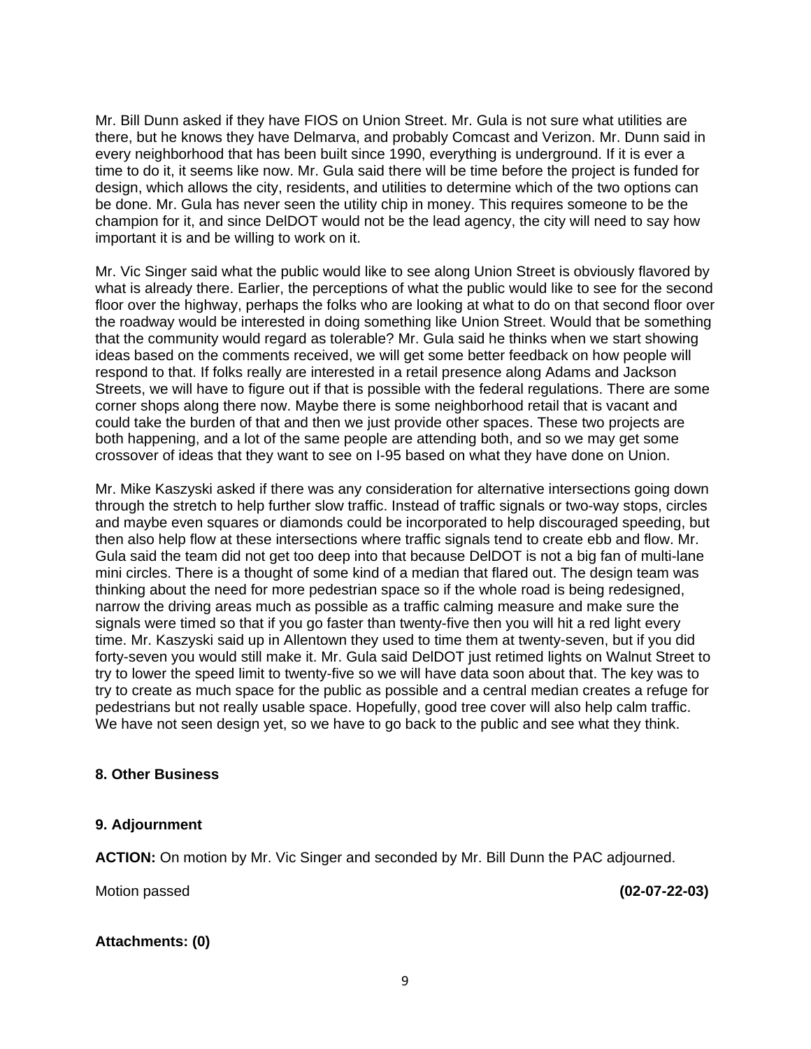Mr. Bill Dunn asked if they have FIOS on Union Street. Mr. Gula is not sure what utilities are there, but he knows they have Delmarva, and probably Comcast and Verizon. Mr. Dunn said in every neighborhood that has been built since 1990, everything is underground. If it is ever a time to do it, it seems like now. Mr. Gula said there will be time before the project is funded for design, which allows the city, residents, and utilities to determine which of the two options can be done. Mr. Gula has never seen the utility chip in money. This requires someone to be the champion for it, and since DelDOT would not be the lead agency, the city will need to say how important it is and be willing to work on it.

Mr. Vic Singer said what the public would like to see along Union Street is obviously flavored by what is already there. Earlier, the perceptions of what the public would like to see for the second floor over the highway, perhaps the folks who are looking at what to do on that second floor over the roadway would be interested in doing something like Union Street. Would that be something that the community would regard as tolerable? Mr. Gula said he thinks when we start showing ideas based on the comments received, we will get some better feedback on how people will respond to that. If folks really are interested in a retail presence along Adams and Jackson Streets, we will have to figure out if that is possible with the federal regulations. There are some corner shops along there now. Maybe there is some neighborhood retail that is vacant and could take the burden of that and then we just provide other spaces. These two projects are both happening, and a lot of the same people are attending both, and so we may get some crossover of ideas that they want to see on I-95 based on what they have done on Union.

Mr. Mike Kaszyski asked if there was any consideration for alternative intersections going down through the stretch to help further slow traffic. Instead of traffic signals or two-way stops, circles and maybe even squares or diamonds could be incorporated to help discouraged speeding, but then also help flow at these intersections where traffic signals tend to create ebb and flow. Mr. Gula said the team did not get too deep into that because DelDOT is not a big fan of multi-lane mini circles. There is a thought of some kind of a median that flared out. The design team was thinking about the need for more pedestrian space so if the whole road is being redesigned, narrow the driving areas much as possible as a traffic calming measure and make sure the signals were timed so that if you go faster than twenty-five then you will hit a red light every time. Mr. Kaszyski said up in Allentown they used to time them at twenty-seven, but if you did forty-seven you would still make it. Mr. Gula said DelDOT just retimed lights on Walnut Street to try to lower the speed limit to twenty-five so we will have data soon about that. The key was to try to create as much space for the public as possible and a central median creates a refuge for pedestrians but not really usable space. Hopefully, good tree cover will also help calm traffic. We have not seen design yet, so we have to go back to the public and see what they think.

**8. Other Business**

**9. Adjournment**

**ACTION:** On motion by Mr. Vic Singer and seconded by Mr. Bill Dunn the PAC adjourned.

Motion passed **(02-07-22-03)**

**Attachments: (0)**